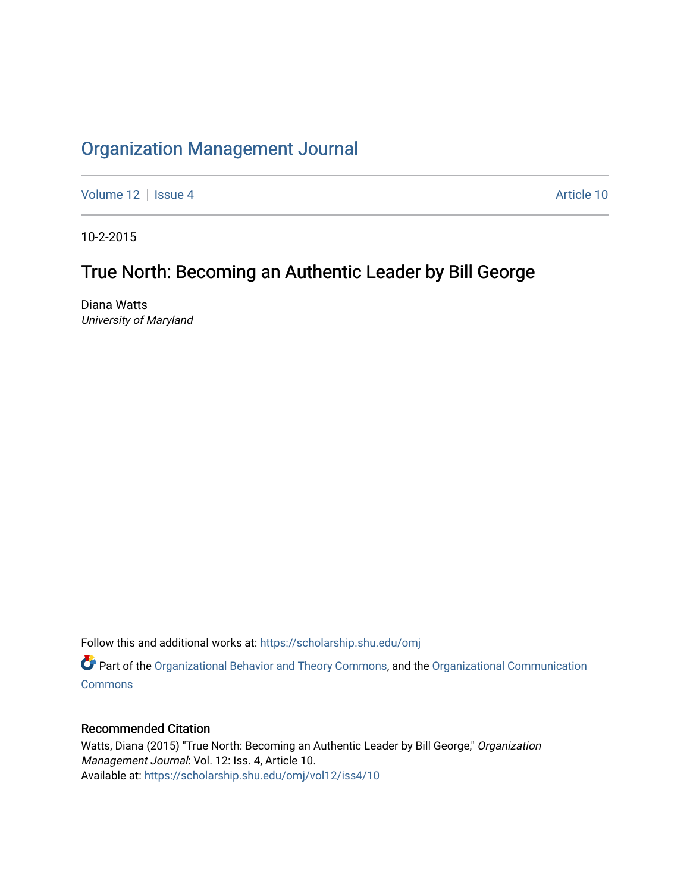# Organization Management Journal

Volume 12 | Issue 4 | Article 10

10-2-2015

## True North: Becoming an Authentic Leader by Bill George

Diana Watts
*University of Maryland*

Follow this and additional works at: https://scholarship.shu.edu/omj

Part of the Organizational Behavior and Theory Commons, and the Organizational Communication Commons

### Recommended Citation

Watts, Diana (2015) "True North: Becoming an Authentic Leader by Bill George," *Organization Management Journal*: Vol. 12: Iss. 4, Article 10.
Available at: https://scholarship.shu.edu/omj/vol12/iss4/10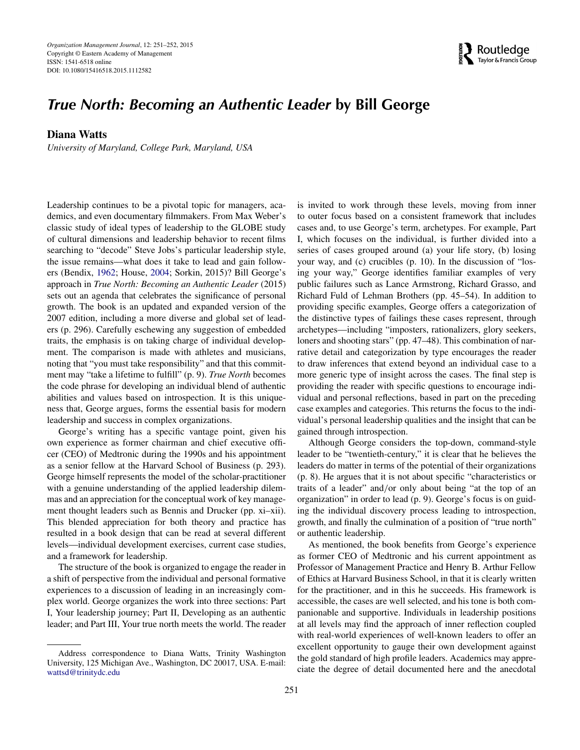# *True North: Becoming an Authentic Leader* by Bill George

**Diana Watts**

*University of Maryland, College Park, Maryland, USA*

Leadership continues to be a pivotal topic for managers, academics, and even documentary filmmakers. From Max Weber's classic study of ideal types of leadership to the GLOBE study of cultural dimensions and leadership behavior to recent films searching to "decode" Steve Jobs's particular leadership style, the issue remains—what does it take to lead and gain followers (Bendix, 1962; House, 2004; Sorkin, 2015)? Bill George's approach in *True North: Becoming an Authentic Leader* (2015) sets out an agenda that celebrates the significance of personal growth. The book is an updated and expanded version of the 2007 edition, including a more diverse and global set of leaders (p. 296). Carefully eschewing any suggestion of embedded traits, the emphasis is on taking charge of individual development. The comparison is made with athletes and musicians, noting that "you must take responsibility" and that this commitment may "take a lifetime to fulfill" (p. 9). *True North* becomes the code phrase for developing an individual blend of authentic abilities and values based on introspection. It is this uniqueness that, George argues, forms the essential basis for modern leadership and success in complex organizations.

George's writing has a specific vantage point, given his own experience as former chairman and chief executive officer (CEO) of Medtronic during the 1990s and his appointment as a senior fellow at the Harvard School of Business (p. 293). George himself represents the model of the scholar-practitioner with a genuine understanding of the applied leadership dilemmas and an appreciation for the conceptual work of key management thought leaders such as Bennis and Drucker (pp. xi–xii). This blended appreciation for both theory and practice has resulted in a book design that can be read at several different levels—individual development exercises, current case studies, and a framework for leadership.

The structure of the book is organized to engage the reader in a shift of perspective from the individual and personal formative experiences to a discussion of leading in an increasingly complex world. George organizes the work into three sections: Part I, Your leadership journey; Part II, Developing as an authentic leader; and Part III, Your true north meets the world. The reader is invited to work through these levels, moving from inner to outer focus based on a consistent framework that includes cases and, to use George's term, archetypes. For example, Part I, which focuses on the individual, is further divided into a series of cases grouped around (a) your life story, (b) losing your way, and (c) crucibles (p. 10). In the discussion of "losing your way," George identifies familiar examples of very public failures such as Lance Armstrong, Richard Grasso, and Richard Fuld of Lehman Brothers (pp. 45–54). In addition to providing specific examples, George offers a categorization of the distinctive types of failings these cases represent, through archetypes—including "imposters, rationalizers, glory seekers, loners and shooting stars" (pp. 47–48). This combination of narrative detail and categorization by type encourages the reader to draw inferences that extend beyond an individual case to a more generic type of insight across the cases. The final step is providing the reader with specific questions to encourage individual and personal reflections, based in part on the preceding case examples and categories. This returns the focus to the individual's personal leadership qualities and the insight that can be gained through introspection.

Although George considers the top-down, command-style leader to be "twentieth-century," it is clear that he believes the leaders do matter in terms of the potential of their organizations (p. 8). He argues that it is not about specific "characteristics or traits of a leader" and/or only about being "at the top of an organization" in order to lead (p. 9). George's focus is on guiding the individual discovery process leading to introspection, growth, and finally the culmination of a position of "true north" or authentic leadership.

As mentioned, the book benefits from George's experience as former CEO of Medtronic and his current appointment as Professor of Management Practice and Henry B. Arthur Fellow of Ethics at Harvard Business School, in that it is clearly written for the practitioner, and in this he succeeds. His framework is accessible, the cases are well selected, and his tone is both companionable and supportive. Individuals in leadership positions at all levels may find the approach of inner reflection coupled with real-world experiences of well-known leaders to offer an excellent opportunity to gauge their own development against the gold standard of high profile leaders. Academics may appreciate the degree of detail documented here and the anecdotal

Address correspondence to Diana Watts, Trinity Washington University, 125 Michigan Ave., Washington, DC 20017, USA. E-mail: wattsd@trinitydc.edu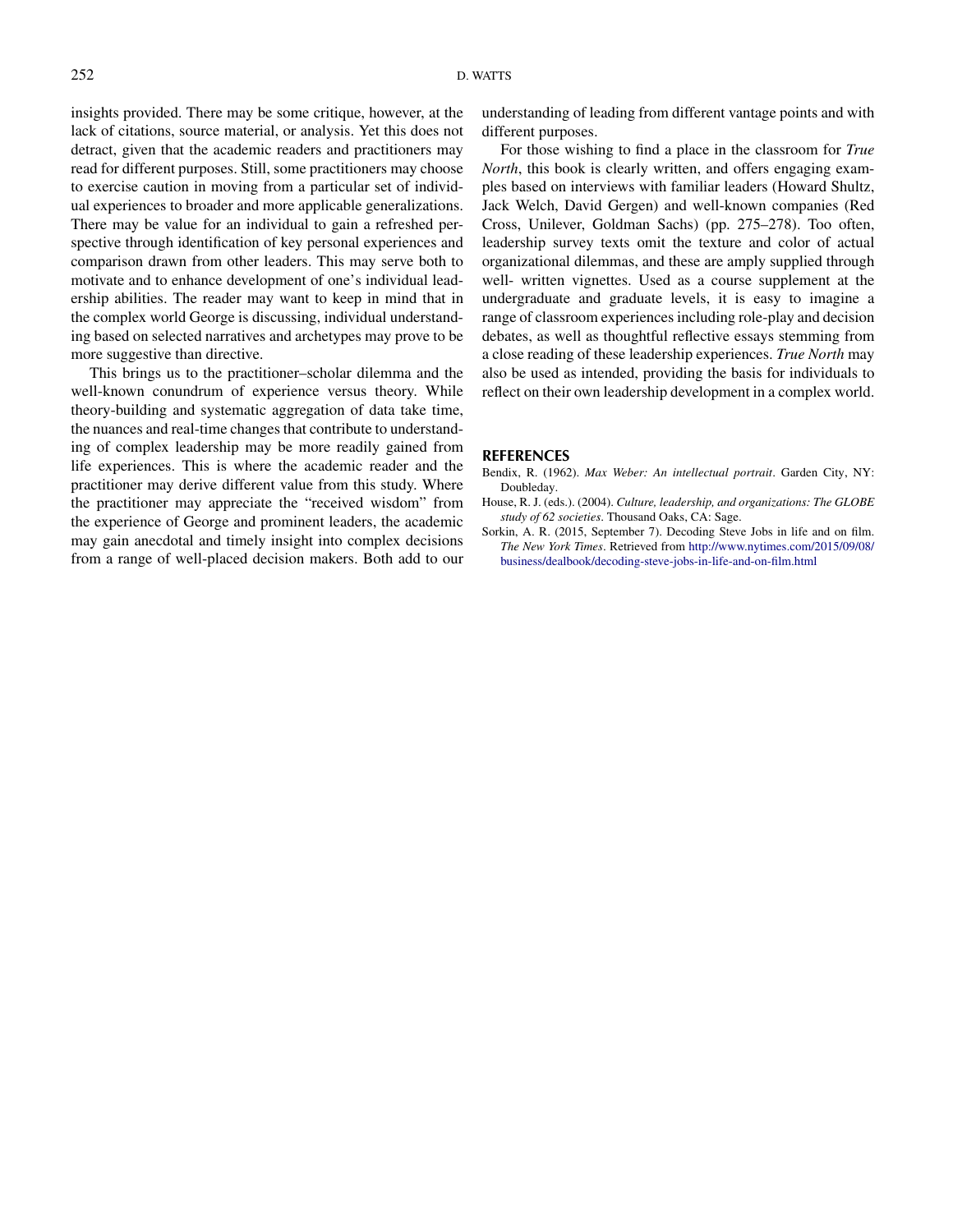insights provided. There may be some critique, however, at the lack of citations, source material, or analysis. Yet this does not detract, given that the academic readers and practitioners may read for different purposes. Still, some practitioners may choose to exercise caution in moving from a particular set of individual experiences to broader and more applicable generalizations. There may be value for an individual to gain a refreshed perspective through identification of key personal experiences and comparison drawn from other leaders. This may serve both to motivate and to enhance development of one's individual leadership abilities. The reader may want to keep in mind that in the complex world George is discussing, individual understanding based on selected narratives and archetypes may prove to be more suggestive than directive.

This brings us to the practitioner–scholar dilemma and the well-known conundrum of experience versus theory. While theory-building and systematic aggregation of data take time, the nuances and real-time changes that contribute to understanding of complex leadership may be more readily gained from life experiences. This is where the academic reader and the practitioner may derive different value from this study. Where the practitioner may appreciate the "received wisdom" from the experience of George and prominent leaders, the academic may gain anecdotal and timely insight into complex decisions from a range of well-placed decision makers. Both add to our understanding of leading from different vantage points and with different purposes.

For those wishing to find a place in the classroom for *True North*, this book is clearly written, and offers engaging examples based on interviews with familiar leaders (Howard Shultz, Jack Welch, David Gergen) and well-known companies (Red Cross, Unilever, Goldman Sachs) (pp. 275–278). Too often, leadership survey texts omit the texture and color of actual organizational dilemmas, and these are amply supplied through well- written vignettes. Used as a course supplement at the undergraduate and graduate levels, it is easy to imagine a range of classroom experiences including role-play and decision debates, as well as thoughtful reflective essays stemming from a close reading of these leadership experiences. *True North* may also be used as intended, providing the basis for individuals to reflect on their own leadership development in a complex world.

## REFERENCES

Bendix, R. (1962). *Max Weber: An intellectual portrait*. Garden City, NY: Doubleday.

House, R. J. (eds.). (2004). *Culture, leadership, and organizations: The GLOBE study of 62 societies*. Thousand Oaks, CA: Sage.

Sorkin, A. R. (2015, September 7). Decoding Steve Jobs in life and on film. *The New York Times*. Retrieved from http://www.nytimes.com/2015/09/08/business/dealbook/decoding-steve-jobs-in-life-and-on-film.html